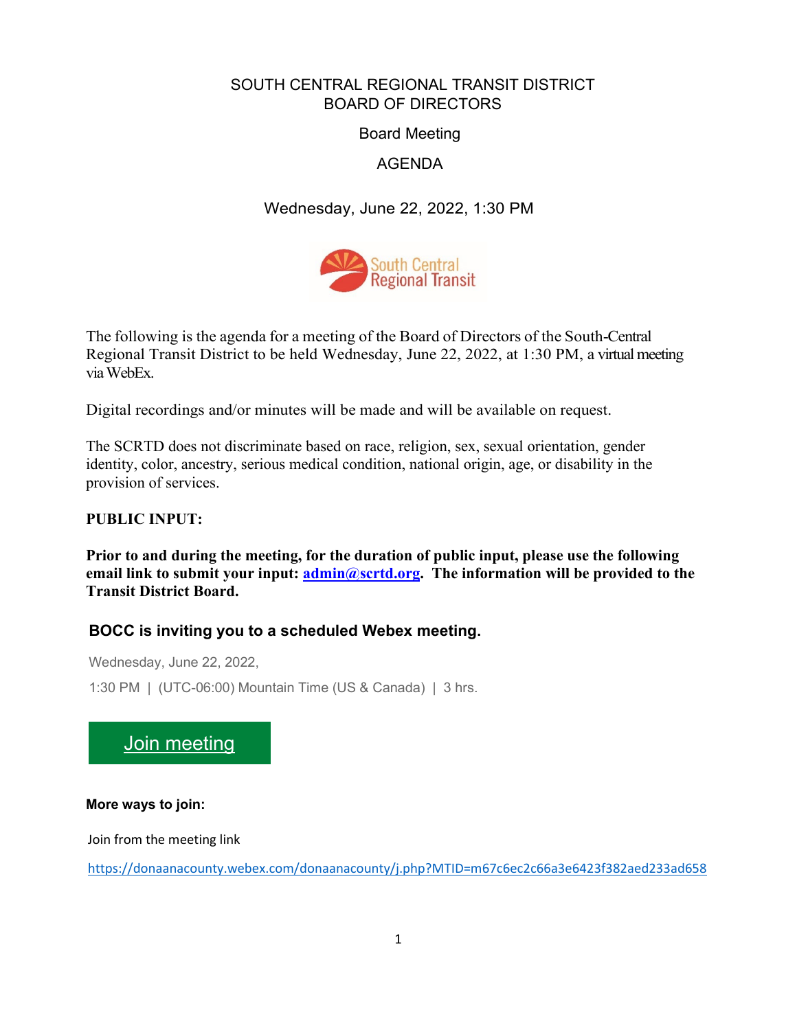# SOUTH CENTRAL REGIONAL TRANSIT DISTRICT
# BOARD OF DIRECTORS

## Board Meeting

## AGENDA

Wednesday, June 22, 2022, 1:30 PM

The following is the agenda for a meeting of the Board of Directors of the South-Central Regional Transit District to be held Wednesday, June 22, 2022, at 1:30 PM, a virtual meeting via WebEx.

Digital recordings and/or minutes will be made and will be available on request.

The SCRTD does not discriminate based on race, religion, sex, sexual orientation, gender identity, color, ancestry, serious medical condition, national origin, age, or disability in the provision of services.

**PUBLIC INPUT:**

**Prior to and during the meeting, for the duration of public input, please use the following email link to submit your input: admin@scrtd.org. The information will be provided to the Transit District Board.**

### BOCC is inviting you to a scheduled Webex meeting.

Wednesday, June 22, 2022,

1:30 PM | (UTC-06:00) Mountain Time (US & Canada) | 3 hrs.

Join meeting

**More ways to join:**

Join from the meeting link

https://donaanacounty.webex.com/donaanacounty/j.php?MTID=m67c6ec2c66a3e6423f382aed233ad658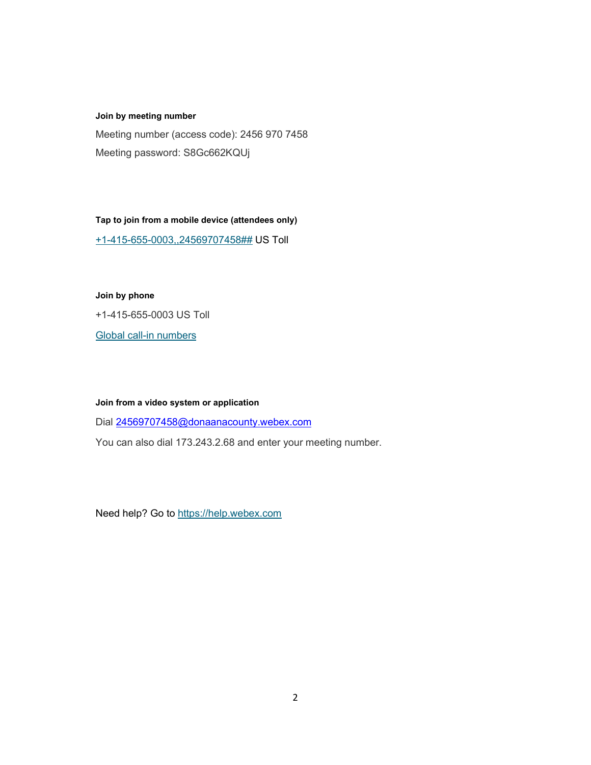**Join by meeting number**

Meeting number (access code): 2456 970 7458

Meeting password: S8Gc662KQUj

**Tap to join from a mobile device (attendees only)**

+1-415-655-0003,,24569707458## US Toll

**Join by phone**

+1-415-655-0003 US Toll

Global call-in numbers

**Join from a video system or application**

Dial 24569707458@donaanacounty.webex.com

You can also dial 173.243.2.68 and enter your meeting number.

Need help? Go to https://help.webex.com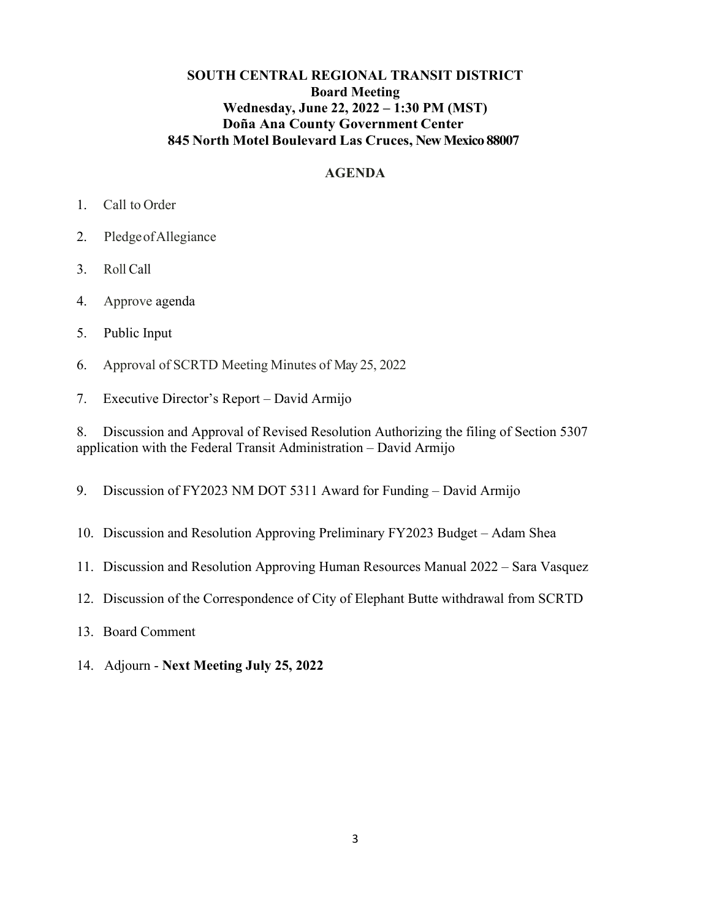**SOUTH CENTRAL REGIONAL TRANSIT DISTRICT**
**Board Meeting**
**Wednesday, June 22, 2022 – 1:30 PM (MST)**
**Doña Ana County Government Center**
**845 North Motel Boulevard Las Cruces, New Mexico 88007**

## AGENDA

1. Call to Order
2. Pledge of Allegiance
3. Roll Call
4. Approve agenda
5. Public Input
6. Approval of SCRTD Meeting Minutes of May 25, 2022
7. Executive Director's Report – David Armijo
8. Discussion and Approval of Revised Resolution Authorizing the filing of Section 5307 application with the Federal Transit Administration – David Armijo
9. Discussion of FY2023 NM DOT 5311 Award for Funding – David Armijo
10. Discussion and Resolution Approving Preliminary FY2023 Budget – Adam Shea
11. Discussion and Resolution Approving Human Resources Manual 2022 – Sara Vasquez
12. Discussion of the Correspondence of City of Elephant Butte withdrawal from SCRTD
13. Board Comment
14. Adjourn - **Next Meeting July 25, 2022**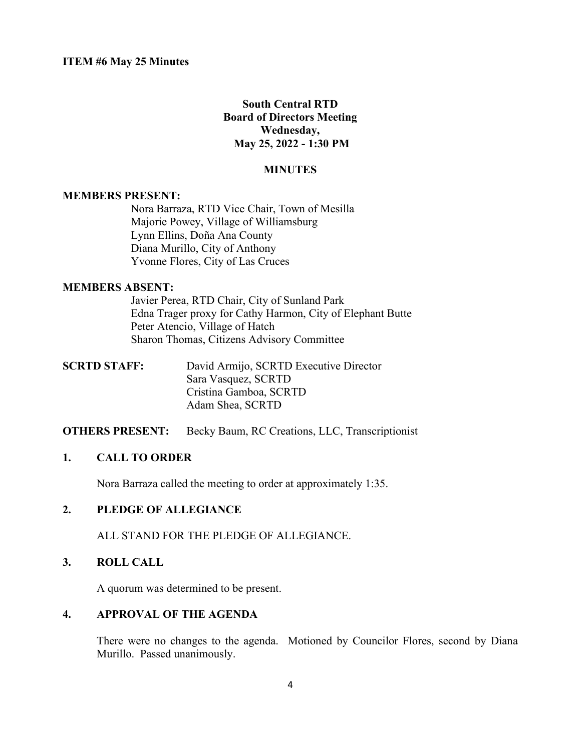**ITEM #6 May 25 Minutes**

**South Central RTD**
**Board of Directors Meeting**
**Wednesday,**
**May 25, 2022 - 1:30 PM**

**MINUTES**

**MEMBERS PRESENT:**

Nora Barraza, RTD Vice Chair, Town of Mesilla
Majorie Powey, Village of Williamsburg
Lynn Ellins, Doña Ana County
Diana Murillo, City of Anthony
Yvonne Flores, City of Las Cruces

**MEMBERS ABSENT:**

Javier Perea, RTD Chair, City of Sunland Park
Edna Trager proxy for Cathy Harmon, City of Elephant Butte
Peter Atencio, Village of Hatch
Sharon Thomas, Citizens Advisory Committee

**SCRTD STAFF:** David Armijo, SCRTD Executive Director
Sara Vasquez, SCRTD
Cristina Gamboa, SCRTD
Adam Shea, SCRTD

**OTHERS PRESENT:** Becky Baum, RC Creations, LLC, Transcriptionist

## 1. CALL TO ORDER

Nora Barraza called the meeting to order at approximately 1:35.

## 2. PLEDGE OF ALLEGIANCE

ALL STAND FOR THE PLEDGE OF ALLEGIANCE.

## 3. ROLL CALL

A quorum was determined to be present.

## 4. APPROVAL OF THE AGENDA

There were no changes to the agenda. Motioned by Councilor Flores, second by Diana Murillo. Passed unanimously.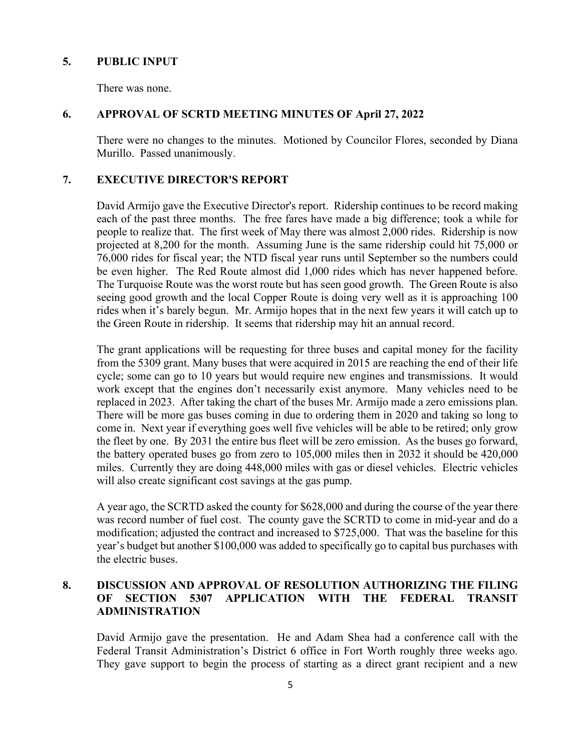## 5. PUBLIC INPUT

There was none.

## 6. APPROVAL OF SCRTD MEETING MINUTES OF April 27, 2022

There were no changes to the minutes. Motioned by Councilor Flores, seconded by Diana Murillo. Passed unanimously.

## 7. EXECUTIVE DIRECTOR'S REPORT

David Armijo gave the Executive Director's report. Ridership continues to be record making each of the past three months. The free fares have made a big difference; took a while for people to realize that. The first week of May there was almost 2,000 rides. Ridership is now projected at 8,200 for the month. Assuming June is the same ridership could hit 75,000 or 76,000 rides for fiscal year; the NTD fiscal year runs until September so the numbers could be even higher. The Red Route almost did 1,000 rides which has never happened before. The Turquoise Route was the worst route but has seen good growth. The Green Route is also seeing good growth and the local Copper Route is doing very well as it is approaching 100 rides when it's barely begun. Mr. Armijo hopes that in the next few years it will catch up to the Green Route in ridership. It seems that ridership may hit an annual record.

The grant applications will be requesting for three buses and capital money for the facility from the 5309 grant. Many buses that were acquired in 2015 are reaching the end of their life cycle; some can go to 10 years but would require new engines and transmissions. It would work except that the engines don't necessarily exist anymore. Many vehicles need to be replaced in 2023. After taking the chart of the buses Mr. Armijo made a zero emissions plan. There will be more gas buses coming in due to ordering them in 2020 and taking so long to come in. Next year if everything goes well five vehicles will be able to be retired; only grow the fleet by one. By 2031 the entire bus fleet will be zero emission. As the buses go forward, the battery operated buses go from zero to 105,000 miles then in 2032 it should be 420,000 miles. Currently they are doing 448,000 miles with gas or diesel vehicles. Electric vehicles will also create significant cost savings at the gas pump.

A year ago, the SCRTD asked the county for $628,000 and during the course of the year there was record number of fuel cost. The county gave the SCRTD to come in mid-year and do a modification; adjusted the contract and increased to $725,000. That was the baseline for this year's budget but another $100,000 was added to specifically go to capital bus purchases with the electric buses.

## 8. DISCUSSION AND APPROVAL OF RESOLUTION AUTHORIZING THE FILING OF SECTION 5307 APPLICATION WITH THE FEDERAL TRANSIT ADMINISTRATION

David Armijo gave the presentation. He and Adam Shea had a conference call with the Federal Transit Administration's District 6 office in Fort Worth roughly three weeks ago. They gave support to begin the process of starting as a direct grant recipient and a new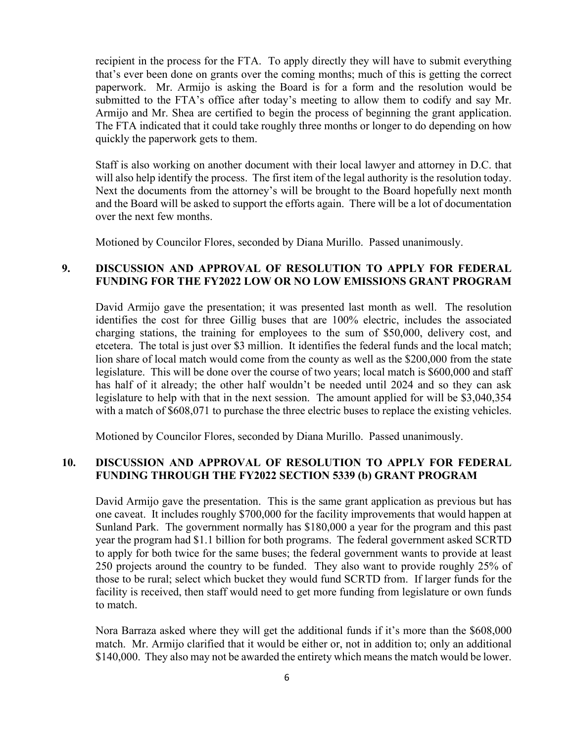recipient in the process for the FTA. To apply directly they will have to submit everything that's ever been done on grants over the coming months; much of this is getting the correct paperwork. Mr. Armijo is asking the Board is for a form and the resolution would be submitted to the FTA's office after today's meeting to allow them to codify and say Mr. Armijo and Mr. Shea are certified to begin the process of beginning the grant application. The FTA indicated that it could take roughly three months or longer to do depending on how quickly the paperwork gets to them.

Staff is also working on another document with their local lawyer and attorney in D.C. that will also help identify the process. The first item of the legal authority is the resolution today. Next the documents from the attorney's will be brought to the Board hopefully next month and the Board will be asked to support the efforts again. There will be a lot of documentation over the next few months.

Motioned by Councilor Flores, seconded by Diana Murillo. Passed unanimously.

## 9. DISCUSSION AND APPROVAL OF RESOLUTION TO APPLY FOR FEDERAL FUNDING FOR THE FY2022 LOW OR NO LOW EMISSIONS GRANT PROGRAM

David Armijo gave the presentation; it was presented last month as well. The resolution identifies the cost for three Gillig buses that are 100% electric, includes the associated charging stations, the training for employees to the sum of $50,000, delivery cost, and etcetera. The total is just over $3 million. It identifies the federal funds and the local match; lion share of local match would come from the county as well as the $200,000 from the state legislature. This will be done over the course of two years; local match is $600,000 and staff has half of it already; the other half wouldn't be needed until 2024 and so they can ask legislature to help with that in the next session. The amount applied for will be $3,040,354 with a match of $608,071 to purchase the three electric buses to replace the existing vehicles.

Motioned by Councilor Flores, seconded by Diana Murillo. Passed unanimously.

## 10. DISCUSSION AND APPROVAL OF RESOLUTION TO APPLY FOR FEDERAL FUNDING THROUGH THE FY2022 SECTION 5339 (b) GRANT PROGRAM

David Armijo gave the presentation. This is the same grant application as previous but has one caveat. It includes roughly $700,000 for the facility improvements that would happen at Sunland Park. The government normally has $180,000 a year for the program and this past year the program had $1.1 billion for both programs. The federal government asked SCRTD to apply for both twice for the same buses; the federal government wants to provide at least 250 projects around the country to be funded. They also want to provide roughly 25% of those to be rural; select which bucket they would fund SCRTD from. If larger funds for the facility is received, then staff would need to get more funding from legislature or own funds to match.

Nora Barraza asked where they will get the additional funds if it's more than the $608,000 match. Mr. Armijo clarified that it would be either or, not in addition to; only an additional $140,000. They also may not be awarded the entirety which means the match would be lower.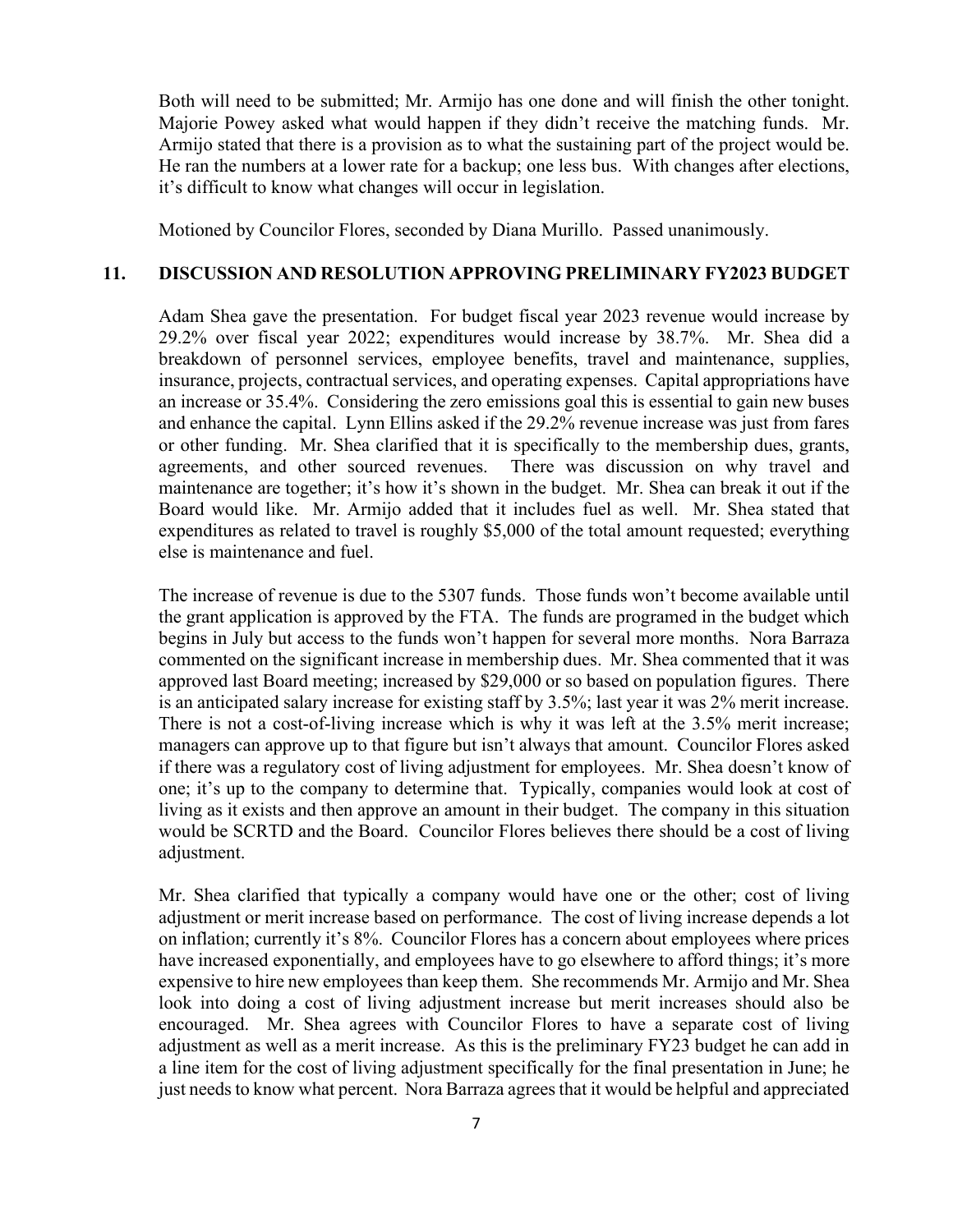Both will need to be submitted; Mr. Armijo has one done and will finish the other tonight. Majorie Powey asked what would happen if they didn't receive the matching funds. Mr. Armijo stated that there is a provision as to what the sustaining part of the project would be. He ran the numbers at a lower rate for a backup; one less bus. With changes after elections, it's difficult to know what changes will occur in legislation.

Motioned by Councilor Flores, seconded by Diana Murillo. Passed unanimously.

## 11. DISCUSSION AND RESOLUTION APPROVING PRELIMINARY FY2023 BUDGET

Adam Shea gave the presentation. For budget fiscal year 2023 revenue would increase by 29.2% over fiscal year 2022; expenditures would increase by 38.7%. Mr. Shea did a breakdown of personnel services, employee benefits, travel and maintenance, supplies, insurance, projects, contractual services, and operating expenses. Capital appropriations have an increase or 35.4%. Considering the zero emissions goal this is essential to gain new buses and enhance the capital. Lynn Ellins asked if the 29.2% revenue increase was just from fares or other funding. Mr. Shea clarified that it is specifically to the membership dues, grants, agreements, and other sourced revenues. There was discussion on why travel and maintenance are together; it's how it's shown in the budget. Mr. Shea can break it out if the Board would like. Mr. Armijo added that it includes fuel as well. Mr. Shea stated that expenditures as related to travel is roughly $5,000 of the total amount requested; everything else is maintenance and fuel.

The increase of revenue is due to the 5307 funds. Those funds won't become available until the grant application is approved by the FTA. The funds are programed in the budget which begins in July but access to the funds won't happen for several more months. Nora Barraza commented on the significant increase in membership dues. Mr. Shea commented that it was approved last Board meeting; increased by $29,000 or so based on population figures. There is an anticipated salary increase for existing staff by 3.5%; last year it was 2% merit increase. There is not a cost-of-living increase which is why it was left at the 3.5% merit increase; managers can approve up to that figure but isn't always that amount. Councilor Flores asked if there was a regulatory cost of living adjustment for employees. Mr. Shea doesn't know of one; it's up to the company to determine that. Typically, companies would look at cost of living as it exists and then approve an amount in their budget. The company in this situation would be SCRTD and the Board. Councilor Flores believes there should be a cost of living adjustment.

Mr. Shea clarified that typically a company would have one or the other; cost of living adjustment or merit increase based on performance. The cost of living increase depends a lot on inflation; currently it's 8%. Councilor Flores has a concern about employees where prices have increased exponentially, and employees have to go elsewhere to afford things; it's more expensive to hire new employees than keep them. She recommends Mr. Armijo and Mr. Shea look into doing a cost of living adjustment increase but merit increases should also be encouraged. Mr. Shea agrees with Councilor Flores to have a separate cost of living adjustment as well as a merit increase. As this is the preliminary FY23 budget he can add in a line item for the cost of living adjustment specifically for the final presentation in June; he just needs to know what percent. Nora Barraza agrees that it would be helpful and appreciated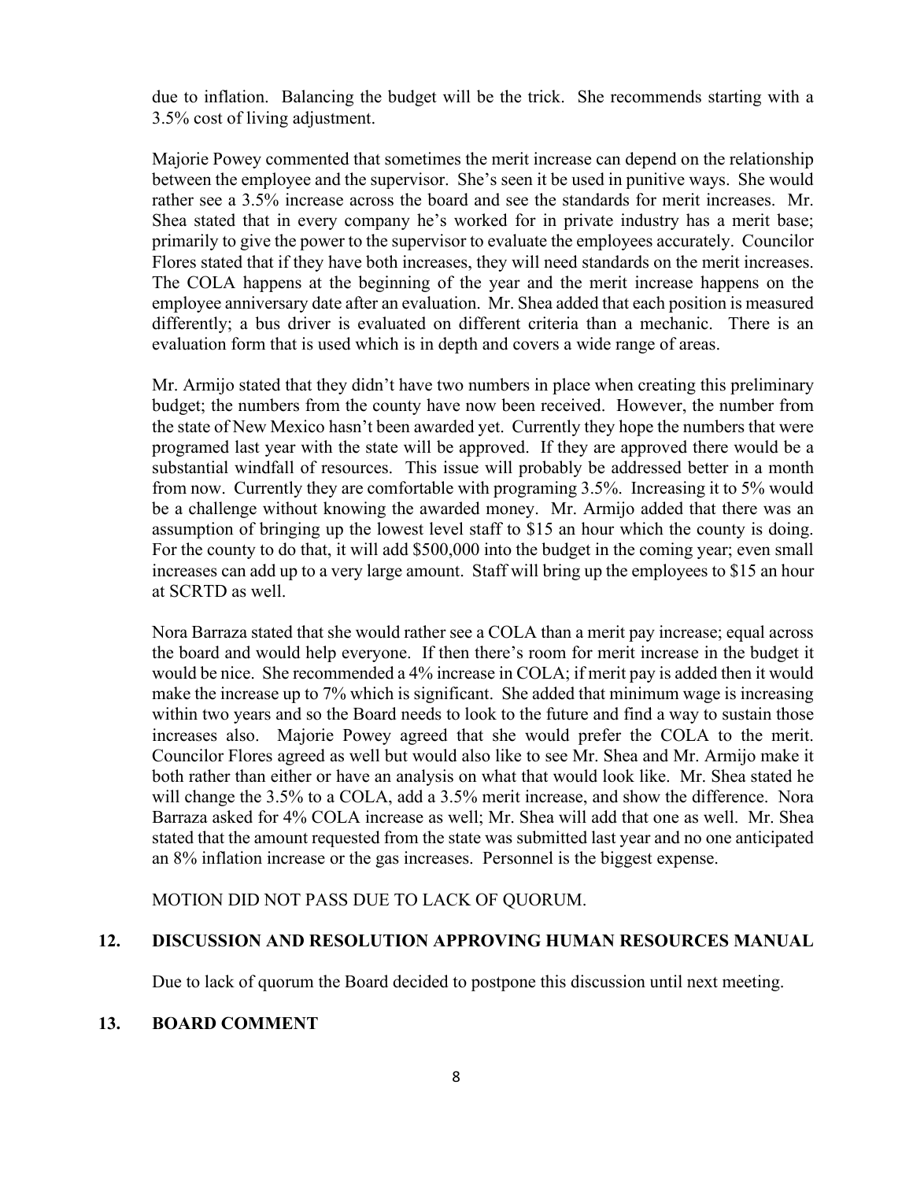due to inflation. Balancing the budget will be the trick. She recommends starting with a 3.5% cost of living adjustment.

Majorie Powey commented that sometimes the merit increase can depend on the relationship between the employee and the supervisor. She's seen it be used in punitive ways. She would rather see a 3.5% increase across the board and see the standards for merit increases. Mr. Shea stated that in every company he's worked for in private industry has a merit base; primarily to give the power to the supervisor to evaluate the employees accurately. Councilor Flores stated that if they have both increases, they will need standards on the merit increases. The COLA happens at the beginning of the year and the merit increase happens on the employee anniversary date after an evaluation. Mr. Shea added that each position is measured differently; a bus driver is evaluated on different criteria than a mechanic. There is an evaluation form that is used which is in depth and covers a wide range of areas.

Mr. Armijo stated that they didn't have two numbers in place when creating this preliminary budget; the numbers from the county have now been received. However, the number from the state of New Mexico hasn't been awarded yet. Currently they hope the numbers that were programed last year with the state will be approved. If they are approved there would be a substantial windfall of resources. This issue will probably be addressed better in a month from now. Currently they are comfortable with programing 3.5%. Increasing it to 5% would be a challenge without knowing the awarded money. Mr. Armijo added that there was an assumption of bringing up the lowest level staff to $15 an hour which the county is doing. For the county to do that, it will add $500,000 into the budget in the coming year; even small increases can add up to a very large amount. Staff will bring up the employees to $15 an hour at SCRTD as well.

Nora Barraza stated that she would rather see a COLA than a merit pay increase; equal across the board and would help everyone. If then there's room for merit increase in the budget it would be nice. She recommended a 4% increase in COLA; if merit pay is added then it would make the increase up to 7% which is significant. She added that minimum wage is increasing within two years and so the Board needs to look to the future and find a way to sustain those increases also. Majorie Powey agreed that she would prefer the COLA to the merit. Councilor Flores agreed as well but would also like to see Mr. Shea and Mr. Armijo make it both rather than either or have an analysis on what that would look like. Mr. Shea stated he will change the 3.5% to a COLA, add a 3.5% merit increase, and show the difference. Nora Barraza asked for 4% COLA increase as well; Mr. Shea will add that one as well. Mr. Shea stated that the amount requested from the state was submitted last year and no one anticipated an 8% inflation increase or the gas increases. Personnel is the biggest expense.

MOTION DID NOT PASS DUE TO LACK OF QUORUM.

## 12. DISCUSSION AND RESOLUTION APPROVING HUMAN RESOURCES MANUAL

Due to lack of quorum the Board decided to postpone this discussion until next meeting.

## 13. BOARD COMMENT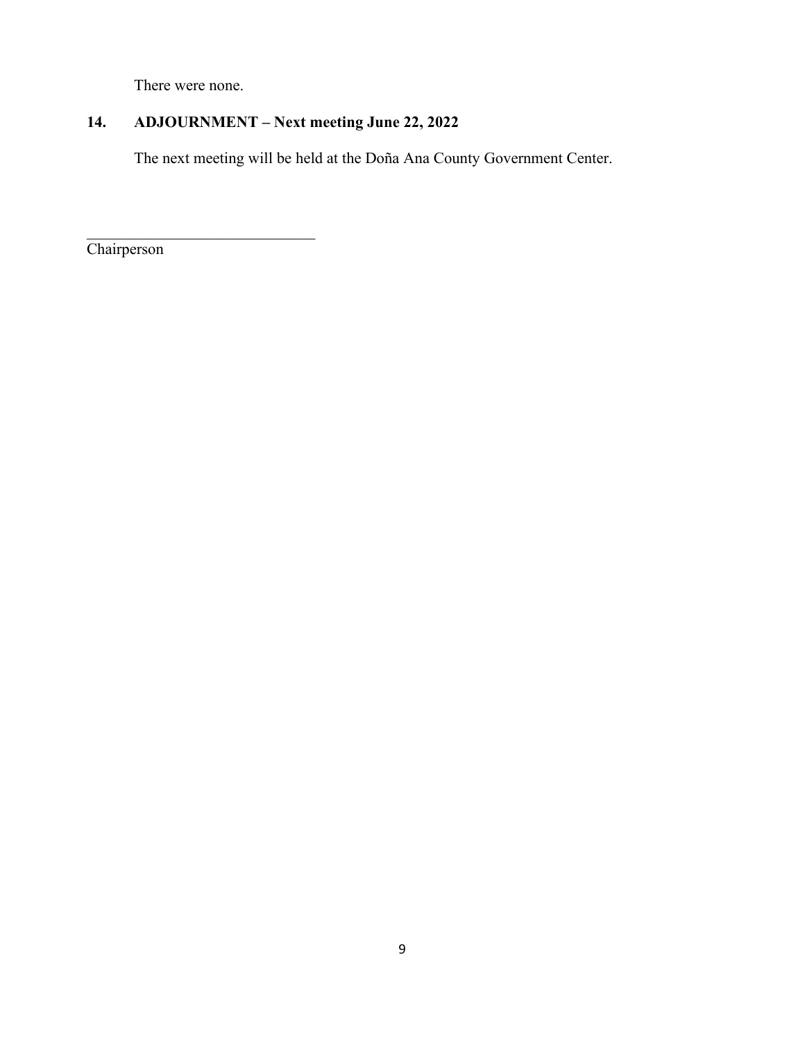There were none.

## 14. ADJOURNMENT – Next meeting June 22, 2022

The next meeting will be held at the Doña Ana County Government Center.

______________________________
Chairperson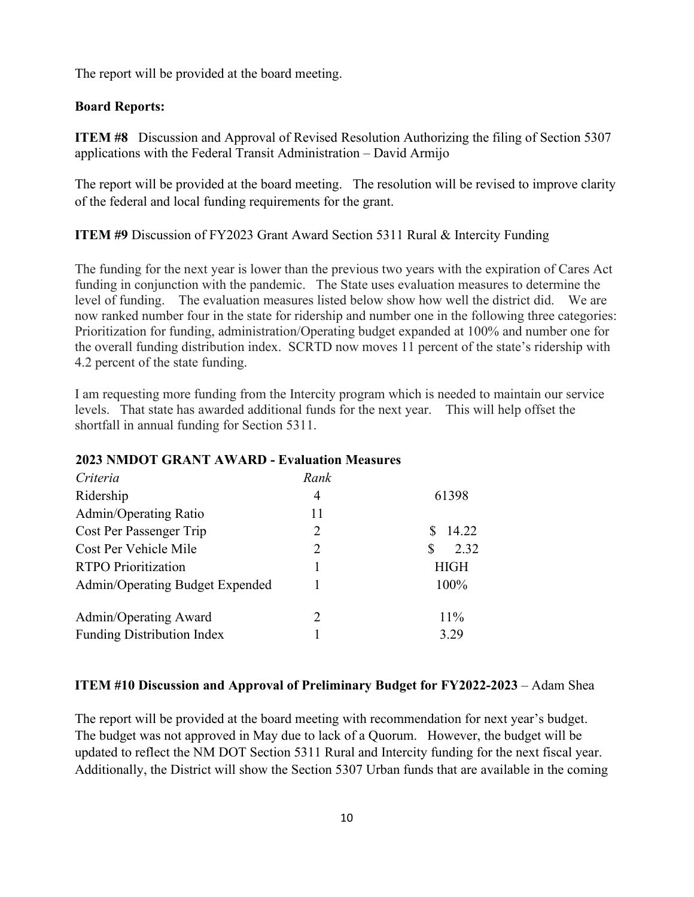The report will be provided at the board meeting.

**Board Reports:**

**ITEM #8** Discussion and Approval of Revised Resolution Authorizing the filing of Section 5307 applications with the Federal Transit Administration – David Armijo

The report will be provided at the board meeting. The resolution will be revised to improve clarity of the federal and local funding requirements for the grant.

**ITEM #9** Discussion of FY2023 Grant Award Section 5311 Rural & Intercity Funding

The funding for the next year is lower than the previous two years with the expiration of Cares Act funding in conjunction with the pandemic. The State uses evaluation measures to determine the level of funding. The evaluation measures listed below show how well the district did. We are now ranked number four in the state for ridership and number one in the following three categories: Prioritization for funding, administration/Operating budget expanded at 100% and number one for the overall funding distribution index. SCRTD now moves 11 percent of the state's ridership with 4.2 percent of the state funding.

I am requesting more funding from the Intercity program which is needed to maintain our service levels. That state has awarded additional funds for the next year. This will help offset the shortfall in annual funding for Section 5311.

**2023 NMDOT GRANT AWARD - Evaluation Measures**

| *Criteria* | *Rank* | |
|---|---|---|
| Ridership | 4 | 61398 |
| Admin/Operating Ratio | 11 | |
| Cost Per Passenger Trip | 2 | $ 14.22 |
| Cost Per Vehicle Mile | 2 | $ 2.32 |
| RTPO Prioritization | 1 | HIGH |
| Admin/Operating Budget Expended | 1 | 100% |
| Admin/Operating Award | 2 | 11% |
| Funding Distribution Index | 1 | 3.29 |

**ITEM #10 Discussion and Approval of Preliminary Budget for FY2022-2023** – Adam Shea

The report will be provided at the board meeting with recommendation for next year's budget. The budget was not approved in May due to lack of a Quorum. However, the budget will be updated to reflect the NM DOT Section 5311 Rural and Intercity funding for the next fiscal year. Additionally, the District will show the Section 5307 Urban funds that are available in the coming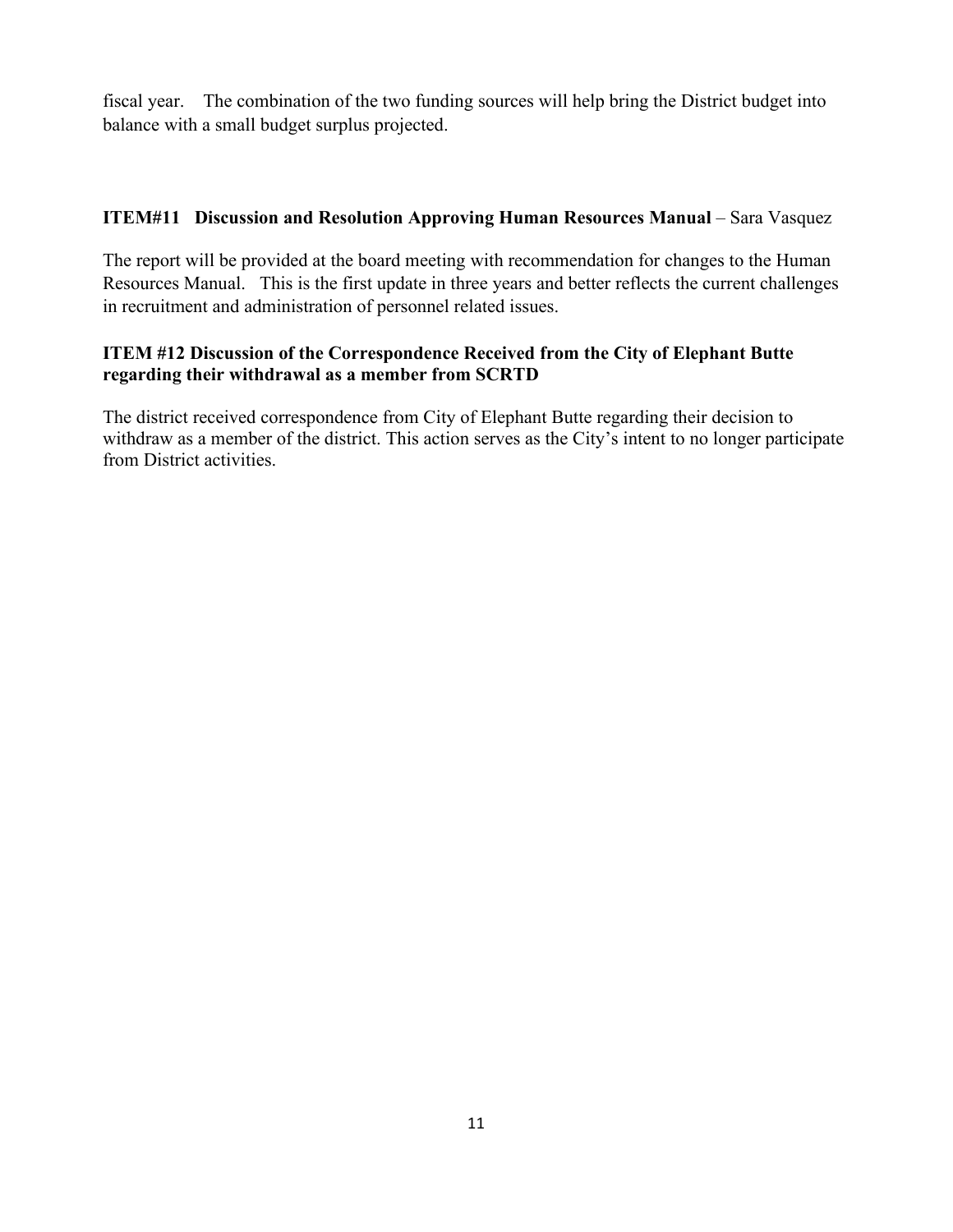fiscal year. The combination of the two funding sources will help bring the District budget into balance with a small budget surplus projected.

**ITEM#11 Discussion and Resolution Approving Human Resources Manual** – Sara Vasquez

The report will be provided at the board meeting with recommendation for changes to the Human Resources Manual. This is the first update in three years and better reflects the current challenges in recruitment and administration of personnel related issues.

**ITEM #12 Discussion of the Correspondence Received from the City of Elephant Butte regarding their withdrawal as a member from SCRTD**

The district received correspondence from City of Elephant Butte regarding their decision to withdraw as a member of the district. This action serves as the City's intent to no longer participate from District activities.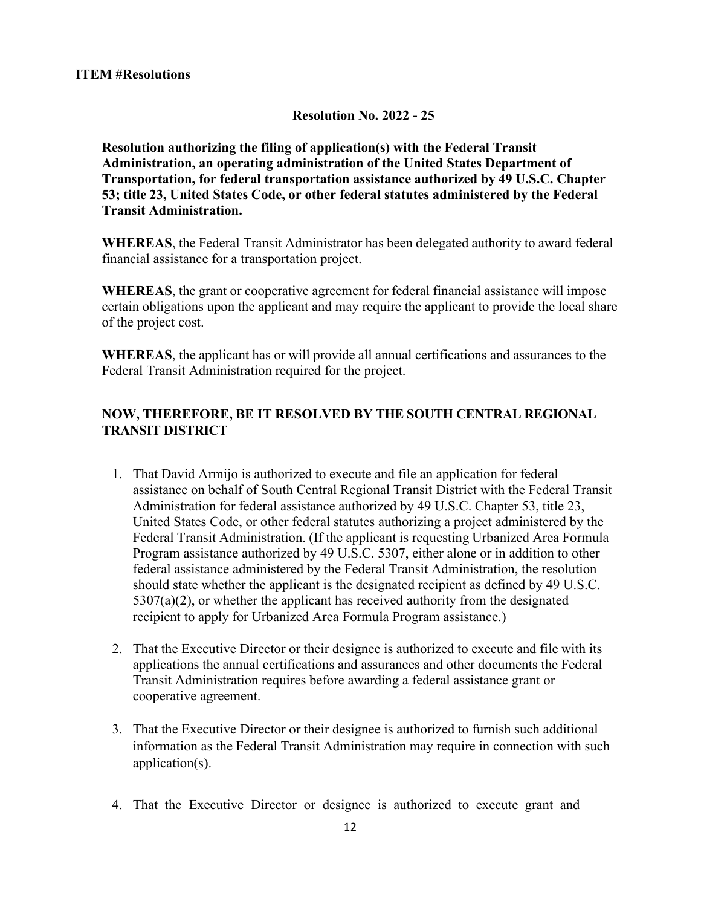**ITEM #Resolutions**

**Resolution No. 2022 - 25**

**Resolution authorizing the filing of application(s) with the Federal Transit Administration, an operating administration of the United States Department of Transportation, for federal transportation assistance authorized by 49 U.S.C. Chapter 53; title 23, United States Code, or other federal statutes administered by the Federal Transit Administration.**

**WHEREAS**, the Federal Transit Administrator has been delegated authority to award federal financial assistance for a transportation project.

**WHEREAS**, the grant or cooperative agreement for federal financial assistance will impose certain obligations upon the applicant and may require the applicant to provide the local share of the project cost.

**WHEREAS**, the applicant has or will provide all annual certifications and assurances to the Federal Transit Administration required for the project.

**NOW, THEREFORE, BE IT RESOLVED BY THE SOUTH CENTRAL REGIONAL TRANSIT DISTRICT**

1. That David Armijo is authorized to execute and file an application for federal assistance on behalf of South Central Regional Transit District with the Federal Transit Administration for federal assistance authorized by 49 U.S.C. Chapter 53, title 23, United States Code, or other federal statutes authorizing a project administered by the Federal Transit Administration. (If the applicant is requesting Urbanized Area Formula Program assistance authorized by 49 U.S.C. 5307, either alone or in addition to other federal assistance administered by the Federal Transit Administration, the resolution should state whether the applicant is the designated recipient as defined by 49 U.S.C. 5307(a)(2), or whether the applicant has received authority from the designated recipient to apply for Urbanized Area Formula Program assistance.)

2. That the Executive Director or their designee is authorized to execute and file with its applications the annual certifications and assurances and other documents the Federal Transit Administration requires before awarding a federal assistance grant or cooperative agreement.

3. That the Executive Director or their designee is authorized to furnish such additional information as the Federal Transit Administration may require in connection with such application(s).

4. That the Executive Director or designee is authorized to execute grant and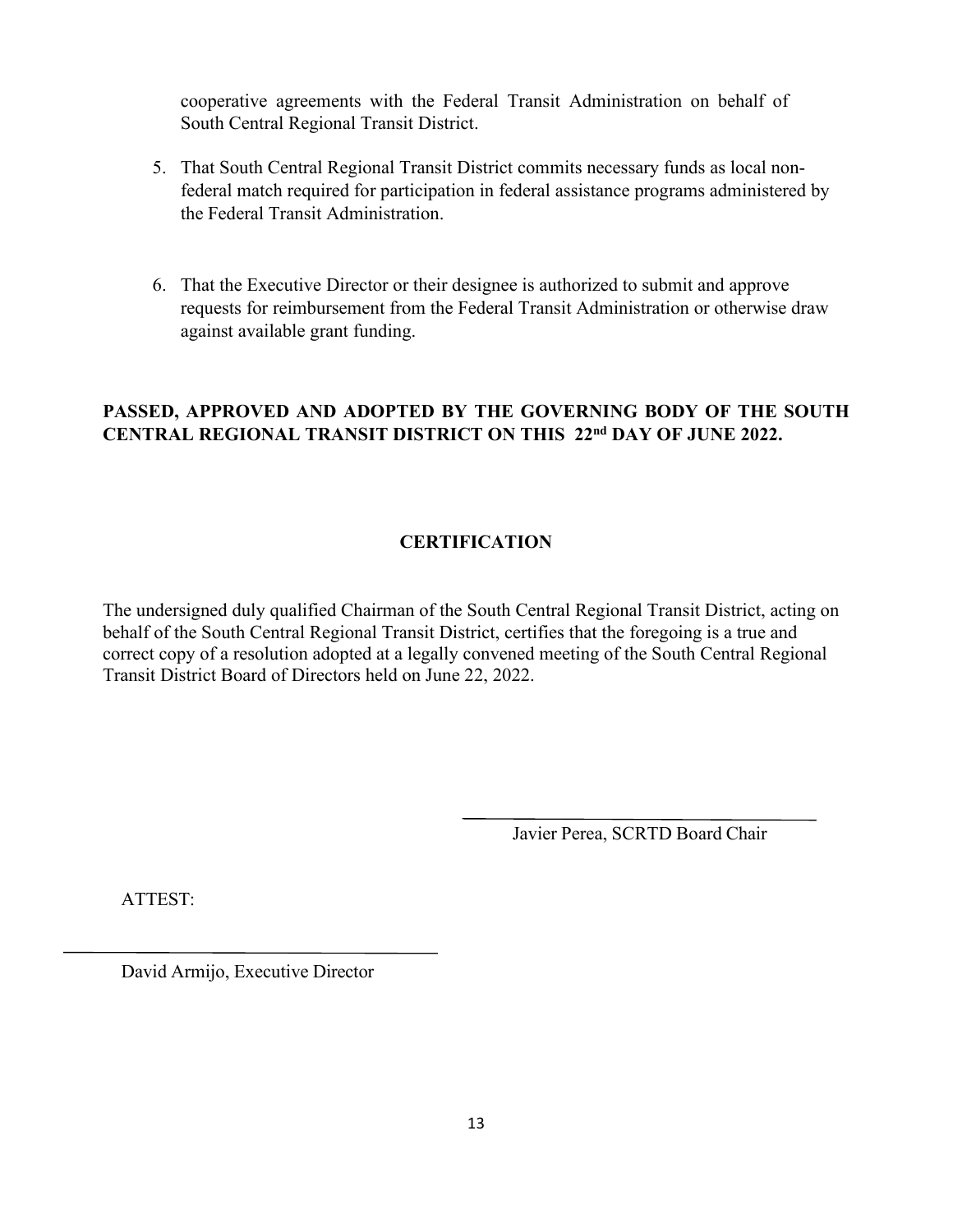cooperative agreements with the Federal Transit Administration on behalf of South Central Regional Transit District.

5. That South Central Regional Transit District commits necessary funds as local non-federal match required for participation in federal assistance programs administered by the Federal Transit Administration.

6. That the Executive Director or their designee is authorized to submit and approve requests for reimbursement from the Federal Transit Administration or otherwise draw against available grant funding.

**PASSED, APPROVED AND ADOPTED BY THE GOVERNING BODY OF THE SOUTH CENTRAL REGIONAL TRANSIT DISTRICT ON THIS 22nd DAY OF JUNE 2022.**

## CERTIFICATION

The undersigned duly qualified Chairman of the South Central Regional Transit District, acting on behalf of the South Central Regional Transit District, certifies that the foregoing is a true and correct copy of a resolution adopted at a legally convened meeting of the South Central Regional Transit District Board of Directors held on June 22, 2022.

\_\_\_\_\_\_\_\_\_\_\_\_\_\_\_\_\_\_\_\_\_\_\_\_\_\_\_\_\_\_\_\_\_\_\_\_

Javier Perea, SCRTD Board Chair

ATTEST:

\_\_\_\_\_\_\_\_\_\_\_\_\_\_\_\_\_\_\_\_\_\_\_\_\_\_\_\_\_\_\_\_\_\_\_\_

David Armijo, Executive Director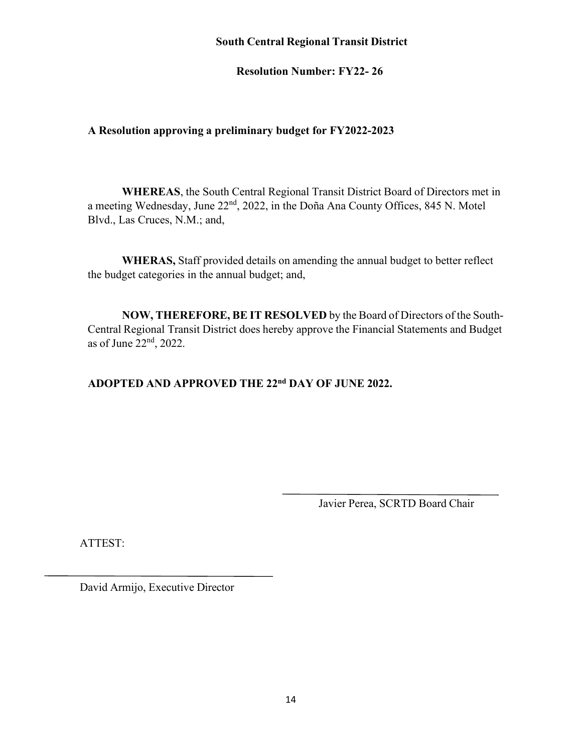**South Central Regional Transit District**

**Resolution Number: FY22- 26**

**A Resolution approving a preliminary budget for FY2022-2023**

**WHEREAS**, the South Central Regional Transit District Board of Directors met in a meeting Wednesday, June 22nd, 2022, in the Doña Ana County Offices, 845 N. Motel Blvd., Las Cruces, N.M.; and,

**WHERAS,** Staff provided details on amending the annual budget to better reflect the budget categories in the annual budget; and,

**NOW, THEREFORE, BE IT RESOLVED** by the Board of Directors of the South-Central Regional Transit District does hereby approve the Financial Statements and Budget as of June 22nd, 2022.

**ADOPTED AND APPROVED THE 22nd DAY OF JUNE 2022.**

\_\_\_\_\_\_\_\_\_\_\_\_\_\_\_\_\_\_\_\_\_\_\_\_\_\_\_\_\_\_

Javier Perea, SCRTD Board Chair

ATTEST:

\_\_\_\_\_\_\_\_\_\_\_\_\_\_\_\_\_\_\_\_\_\_\_\_\_\_\_\_\_\_

David Armijo, Executive Director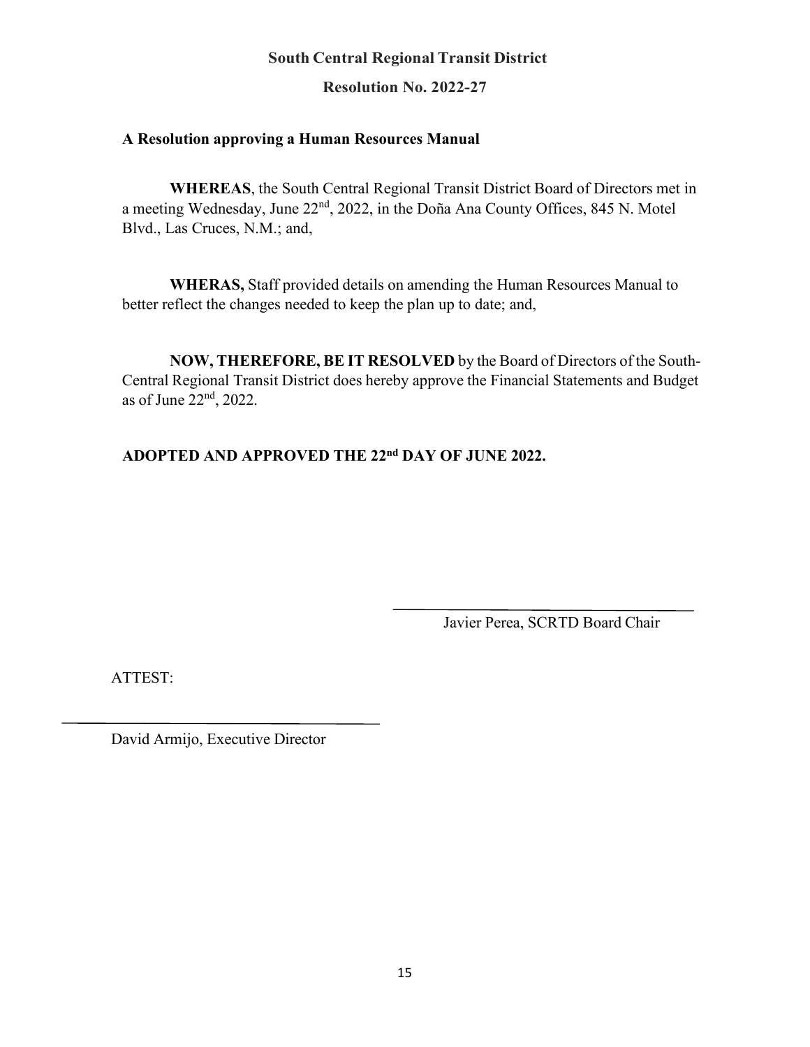**South Central Regional Transit District**

**Resolution No. 2022-27**

**A Resolution approving a Human Resources Manual**

**WHEREAS**, the South Central Regional Transit District Board of Directors met in a meeting Wednesday, June 22nd, 2022, in the Doña Ana County Offices, 845 N. Motel Blvd., Las Cruces, N.M.; and,

**WHERAS,** Staff provided details on amending the Human Resources Manual to better reflect the changes needed to keep the plan up to date; and,

**NOW, THEREFORE, BE IT RESOLVED** by the Board of Directors of the South-Central Regional Transit District does hereby approve the Financial Statements and Budget as of June 22nd, 2022.

**ADOPTED AND APPROVED THE 22nd DAY OF JUNE 2022.**

Javier Perea, SCRTD Board Chair

ATTEST:

David Armijo, Executive Director